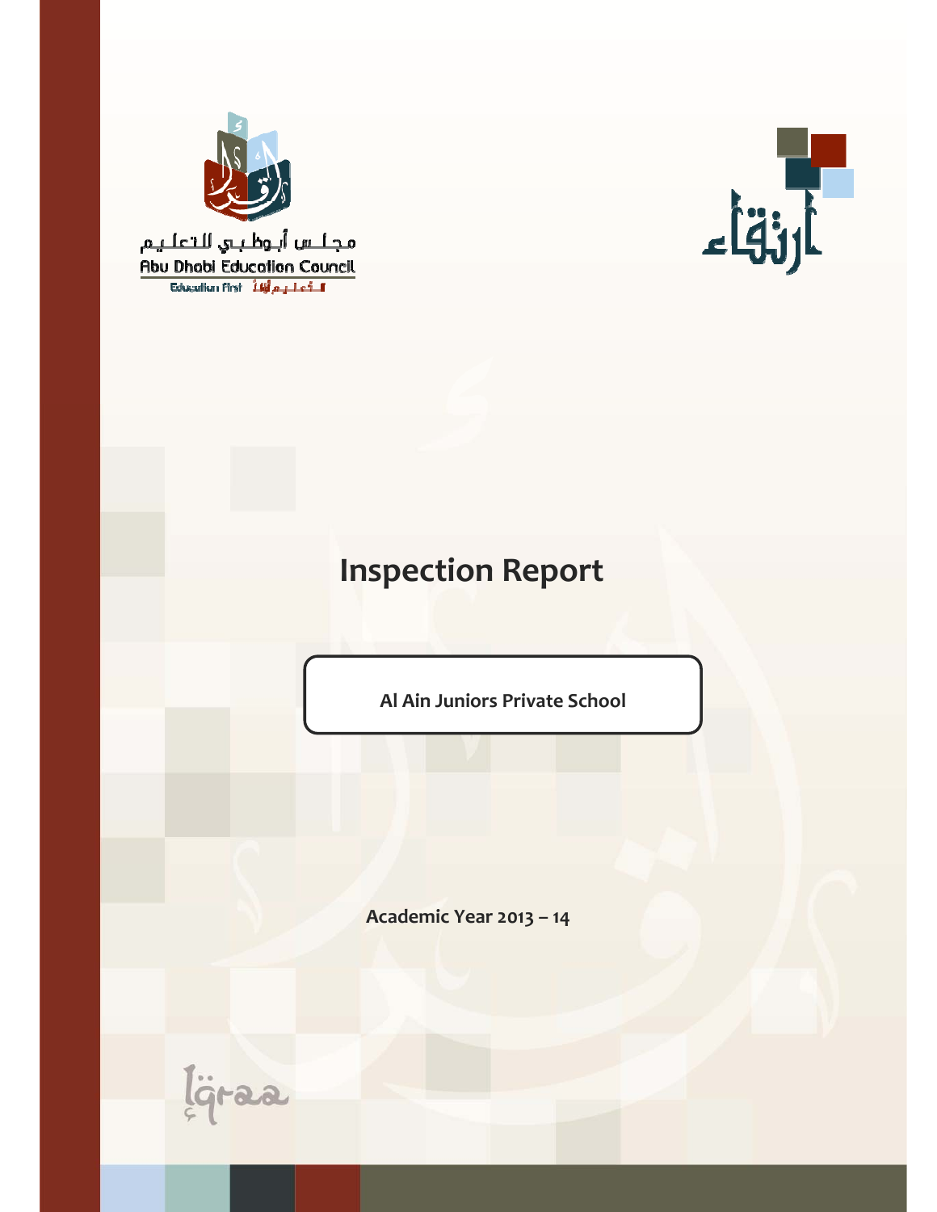مجلس أبوظبي للتعليم
Abu Dhabi Education Council
Education First التعليم أولاً

ارتقاء

# Inspection Report

**Al Ain Juniors Private School**

**Academic Year 2013 – 14**

Iqraa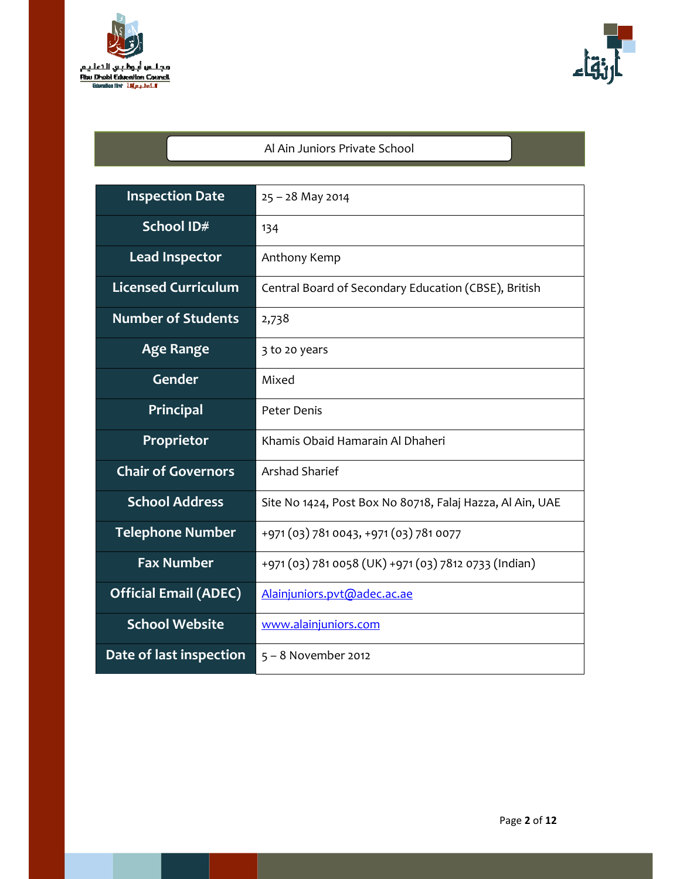# Al Ain Juniors Private School

| | |
|---|---|
| **Inspection Date** | 25 – 28 May 2014 |
| **School ID#** | 134 |
| **Lead Inspector** | Anthony Kemp |
| **Licensed Curriculum** | Central Board of Secondary Education (CBSE), British |
| **Number of Students** | 2,738 |
| **Age Range** | 3 to 20 years |
| **Gender** | Mixed |
| **Principal** | Peter Denis |
| **Proprietor** | Khamis Obaid Hamarain Al Dhaheri |
| **Chair of Governors** | Arshad Sharief |
| **School Address** | Site No 1424, Post Box No 80718, Falaj Hazza, Al Ain, UAE |
| **Telephone Number** | +971 (03) 781 0043, +971 (03) 781 0077 |
| **Fax Number** | +971 (03) 781 0058 (UK) +971 (03) 7812 0733 (Indian) |
| **Official Email (ADEC)** | Alainjuniors.pvt@adec.ac.ae |
| **School Website** | www.alainjuniors.com |
| **Date of last inspection** | 5 – 8 November 2012 |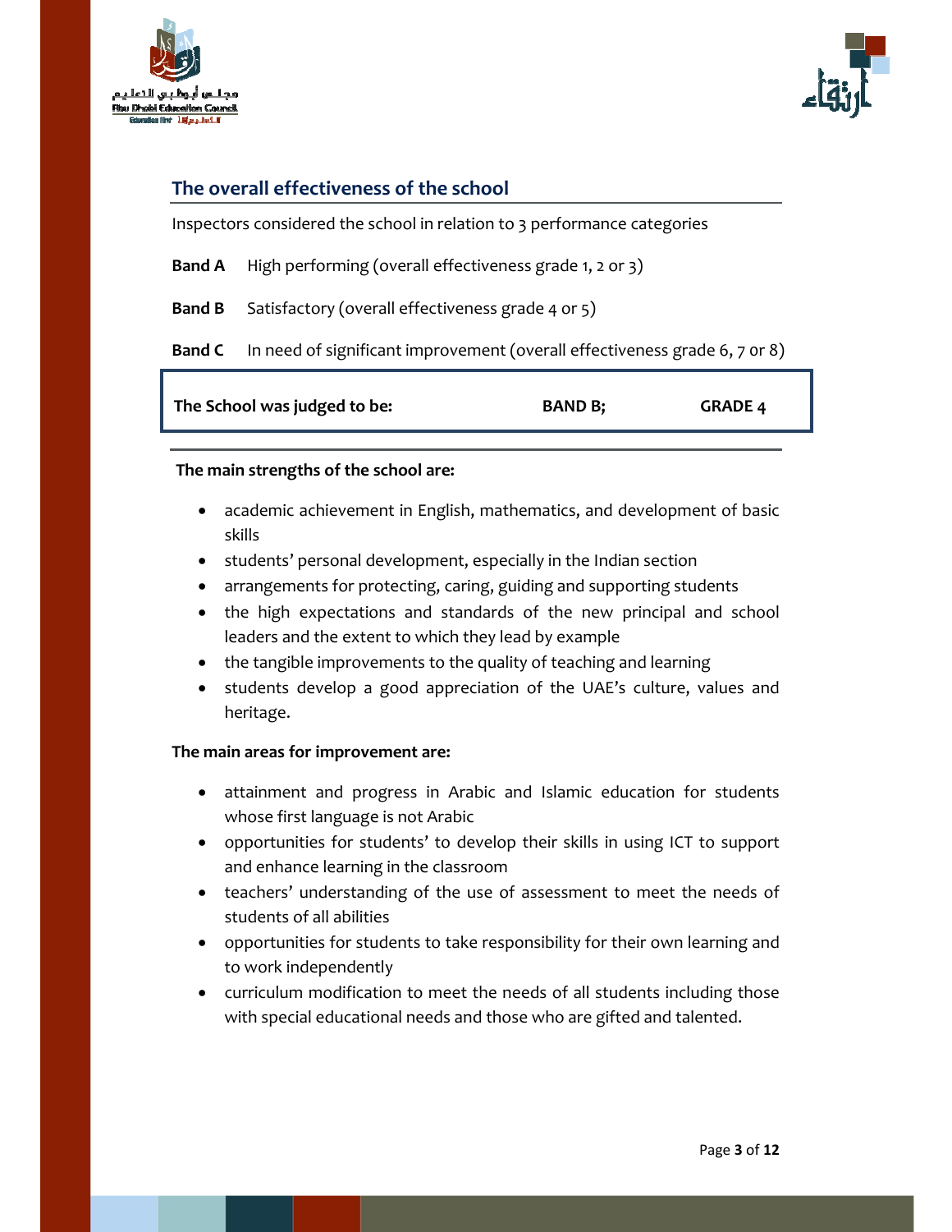## The overall effectiveness of the school

Inspectors considered the school in relation to 3 performance categories

**Band A** High performing (overall effectiveness grade 1, 2 or 3)

**Band B** Satisfactory (overall effectiveness grade 4 or 5)

**Band C** In need of significant improvement (overall effectiveness grade 6, 7 or 8)

| The School was judged to be: | BAND B; | GRADE 4 |
|---|---|---|

**The main strengths of the school are:**

- academic achievement in English, mathematics, and development of basic skills
- students' personal development, especially in the Indian section
- arrangements for protecting, caring, guiding and supporting students
- the high expectations and standards of the new principal and school leaders and the extent to which they lead by example
- the tangible improvements to the quality of teaching and learning
- students develop a good appreciation of the UAE's culture, values and heritage.

**The main areas for improvement are:**

- attainment and progress in Arabic and Islamic education for students whose first language is not Arabic
- opportunities for students' to develop their skills in using ICT to support and enhance learning in the classroom
- teachers' understanding of the use of assessment to meet the needs of students of all abilities
- opportunities for students to take responsibility for their own learning and to work independently
- curriculum modification to meet the needs of all students including those with special educational needs and those who are gifted and talented.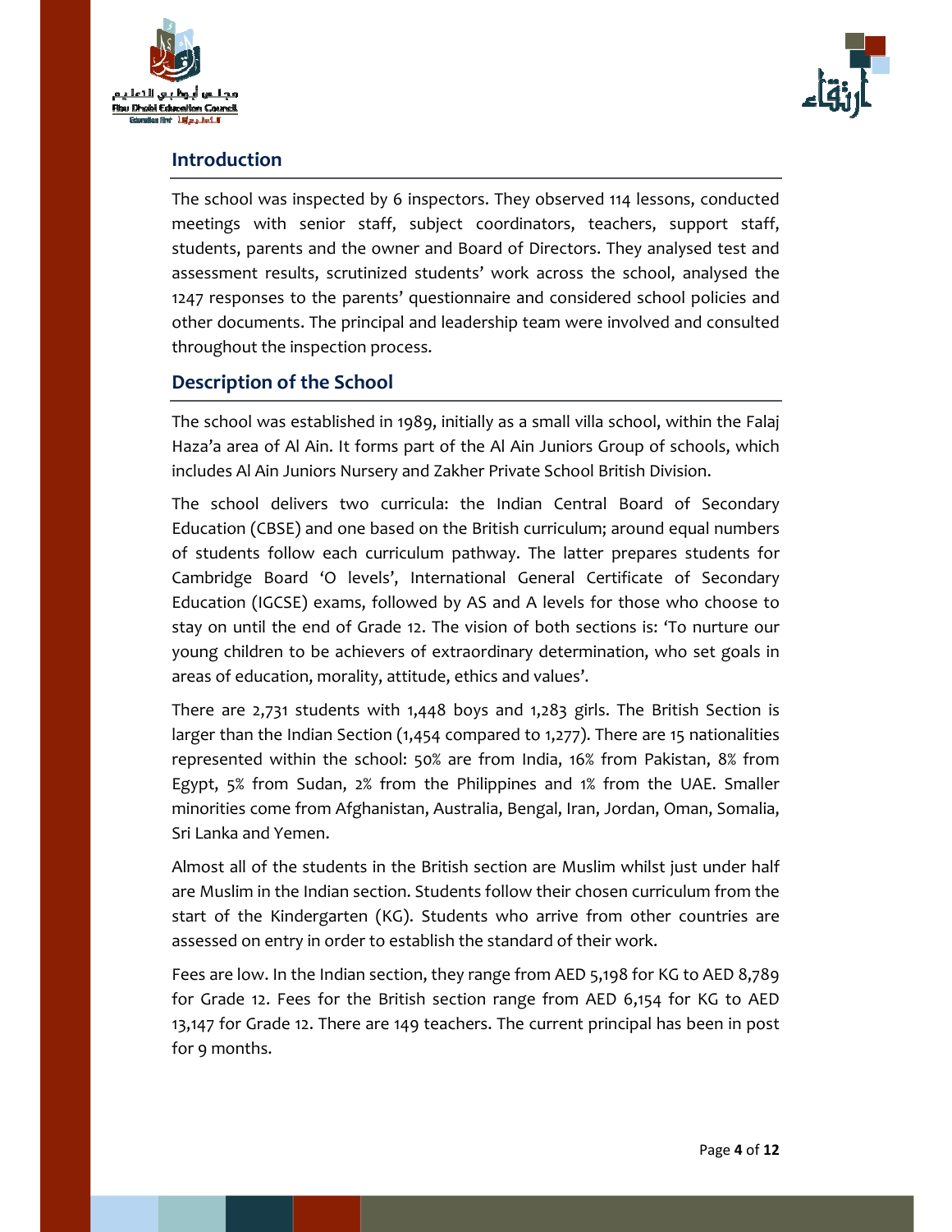## Introduction

The school was inspected by 6 inspectors. They observed 114 lessons, conducted meetings with senior staff, subject coordinators, teachers, support staff, students, parents and the owner and Board of Directors. They analysed test and assessment results, scrutinized students' work across the school, analysed the 1247 responses to the parents' questionnaire and considered school policies and other documents. The principal and leadership team were involved and consulted throughout the inspection process.

## Description of the School

The school was established in 1989, initially as a small villa school, within the Falaj Haza'a area of Al Ain. It forms part of the Al Ain Juniors Group of schools, which includes Al Ain Juniors Nursery and Zakher Private School British Division.

The school delivers two curricula: the Indian Central Board of Secondary Education (CBSE) and one based on the British curriculum; around equal numbers of students follow each curriculum pathway. The latter prepares students for Cambridge Board 'O levels', International General Certificate of Secondary Education (IGCSE) exams, followed by AS and A levels for those who choose to stay on until the end of Grade 12. The vision of both sections is: 'To nurture our young children to be achievers of extraordinary determination, who set goals in areas of education, morality, attitude, ethics and values'.

There are 2,731 students with 1,448 boys and 1,283 girls. The British Section is larger than the Indian Section (1,454 compared to 1,277). There are 15 nationalities represented within the school: 50% are from India, 16% from Pakistan, 8% from Egypt, 5% from Sudan, 2% from the Philippines and 1% from the UAE. Smaller minorities come from Afghanistan, Australia, Bengal, Iran, Jordan, Oman, Somalia, Sri Lanka and Yemen.

Almost all of the students in the British section are Muslim whilst just under half are Muslim in the Indian section. Students follow their chosen curriculum from the start of the Kindergarten (KG). Students who arrive from other countries are assessed on entry in order to establish the standard of their work.

Fees are low. In the Indian section, they range from AED 5,198 for KG to AED 8,789 for Grade 12. Fees for the British section range from AED 6,154 for KG to AED 13,147 for Grade 12. There are 149 teachers. The current principal has been in post for 9 months.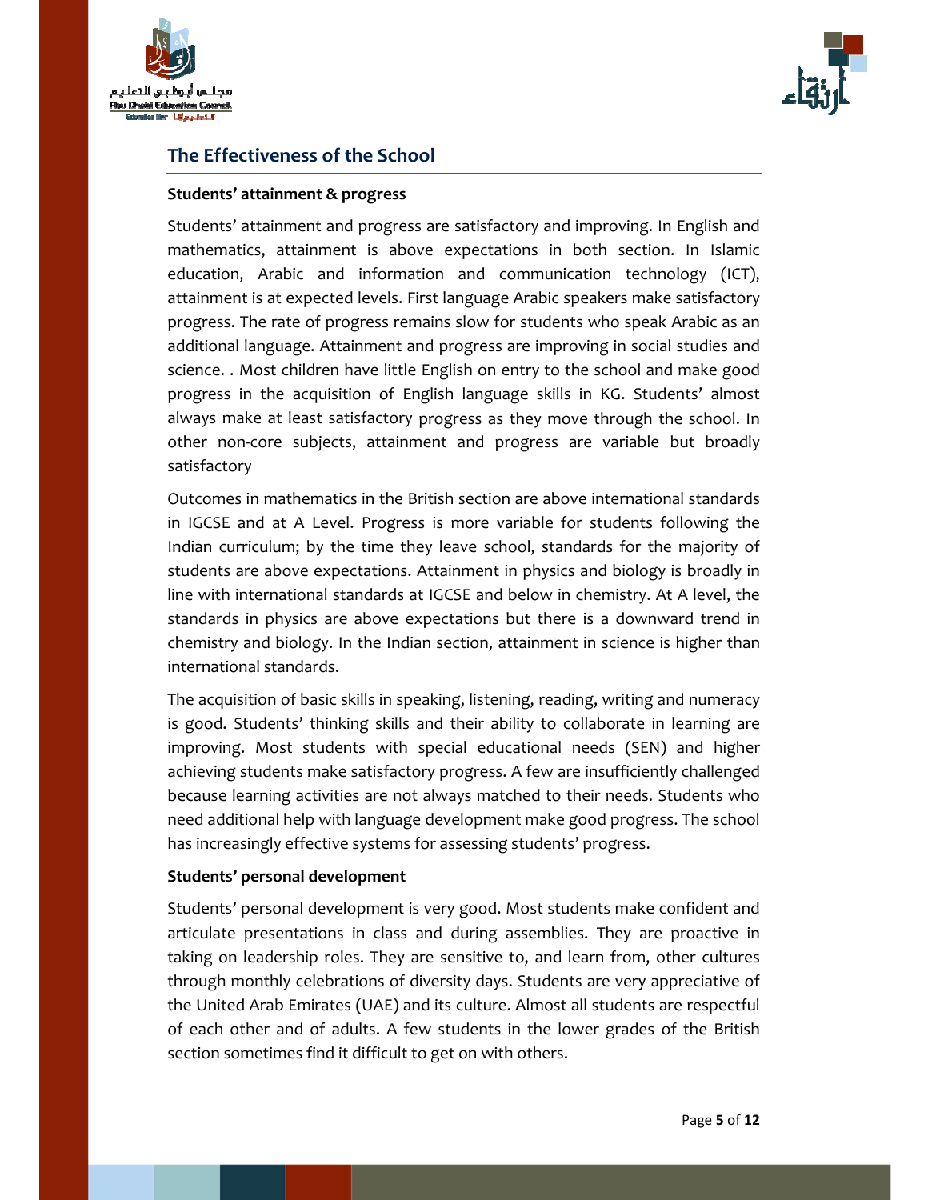## The Effectiveness of the School

**Students' attainment & progress**

Students' attainment and progress are satisfactory and improving. In English and mathematics, attainment is above expectations in both section. In Islamic education, Arabic and information and communication technology (ICT), attainment is at expected levels. First language Arabic speakers make satisfactory progress. The rate of progress remains slow for students who speak Arabic as an additional language. Attainment and progress are improving in social studies and science. . Most children have little English on entry to the school and make good progress in the acquisition of English language skills in KG. Students' almost always make at least satisfactory progress as they move through the school. In other non-core subjects, attainment and progress are variable but broadly satisfactory

Outcomes in mathematics in the British section are above international standards in IGCSE and at A Level. Progress is more variable for students following the Indian curriculum; by the time they leave school, standards for the majority of students are above expectations. Attainment in physics and biology is broadly in line with international standards at IGCSE and below in chemistry. At A level, the standards in physics are above expectations but there is a downward trend in chemistry and biology. In the Indian section, attainment in science is higher than international standards.

The acquisition of basic skills in speaking, listening, reading, writing and numeracy is good. Students' thinking skills and their ability to collaborate in learning are improving. Most students with special educational needs (SEN) and higher achieving students make satisfactory progress. A few are insufficiently challenged because learning activities are not always matched to their needs. Students who need additional help with language development make good progress. The school has increasingly effective systems for assessing students' progress.

**Students' personal development**

Students' personal development is very good. Most students make confident and articulate presentations in class and during assemblies. They are proactive in taking on leadership roles. They are sensitive to, and learn from, other cultures through monthly celebrations of diversity days. Students are very appreciative of the United Arab Emirates (UAE) and its culture. Almost all students are respectful of each other and of adults. A few students in the lower grades of the British section sometimes find it difficult to get on with others.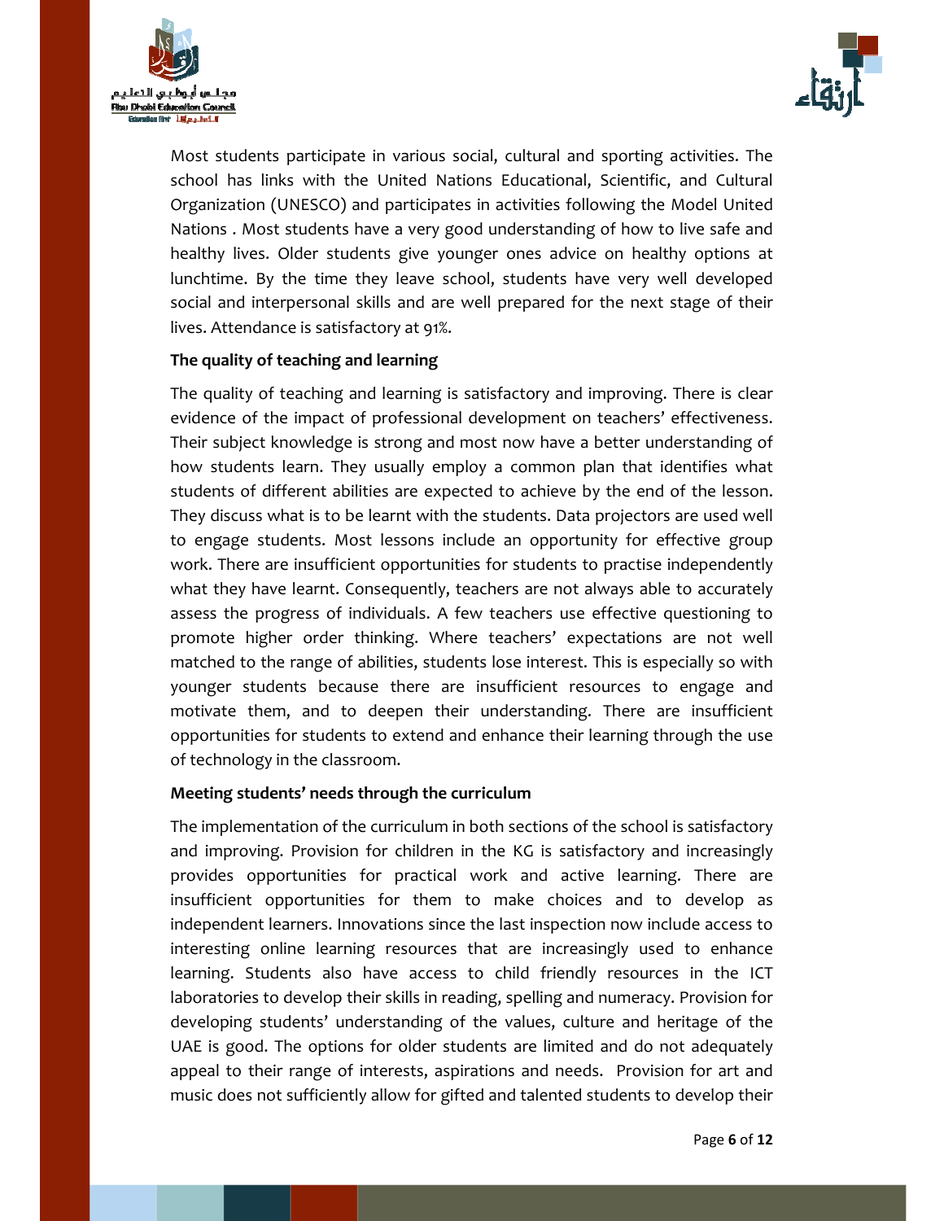Most students participate in various social, cultural and sporting activities. The school has links with the United Nations Educational, Scientific, and Cultural Organization (UNESCO) and participates in activities following the Model United Nations . Most students have a very good understanding of how to live safe and healthy lives. Older students give younger ones advice on healthy options at lunchtime. By the time they leave school, students have very well developed social and interpersonal skills and are well prepared for the next stage of their lives. Attendance is satisfactory at 91%.

**The quality of teaching and learning**

The quality of teaching and learning is satisfactory and improving. There is clear evidence of the impact of professional development on teachers' effectiveness. Their subject knowledge is strong and most now have a better understanding of how students learn. They usually employ a common plan that identifies what students of different abilities are expected to achieve by the end of the lesson. They discuss what is to be learnt with the students. Data projectors are used well to engage students. Most lessons include an opportunity for effective group work. There are insufficient opportunities for students to practise independently what they have learnt. Consequently, teachers are not always able to accurately assess the progress of individuals. A few teachers use effective questioning to promote higher order thinking. Where teachers' expectations are not well matched to the range of abilities, students lose interest. This is especially so with younger students because there are insufficient resources to engage and motivate them, and to deepen their understanding. There are insufficient opportunities for students to extend and enhance their learning through the use of technology in the classroom.

**Meeting students' needs through the curriculum**

The implementation of the curriculum in both sections of the school is satisfactory and improving. Provision for children in the KG is satisfactory and increasingly provides opportunities for practical work and active learning. There are insufficient opportunities for them to make choices and to develop as independent learners. Innovations since the last inspection now include access to interesting online learning resources that are increasingly used to enhance learning. Students also have access to child friendly resources in the ICT laboratories to develop their skills in reading, spelling and numeracy. Provision for developing students' understanding of the values, culture and heritage of the UAE is good. The options for older students are limited and do not adequately appeal to their range of interests, aspirations and needs. Provision for art and music does not sufficiently allow for gifted and talented students to develop their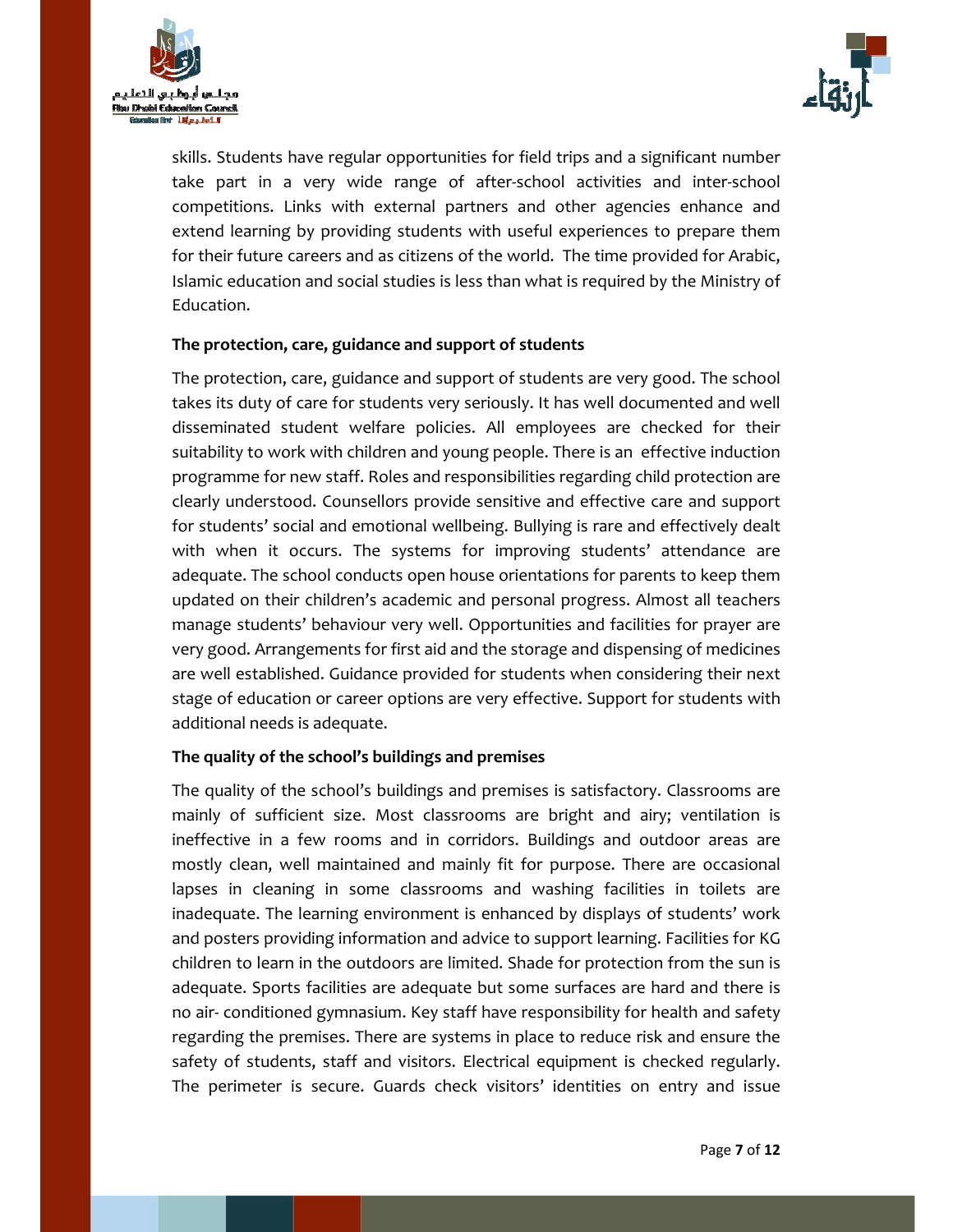skills. Students have regular opportunities for field trips and a significant number take part in a very wide range of after-school activities and inter-school competitions. Links with external partners and other agencies enhance and extend learning by providing students with useful experiences to prepare them for their future careers and as citizens of the world. The time provided for Arabic, Islamic education and social studies is less than what is required by the Ministry of Education.

**The protection, care, guidance and support of students**

The protection, care, guidance and support of students are very good. The school takes its duty of care for students very seriously. It has well documented and well disseminated student welfare policies. All employees are checked for their suitability to work with children and young people. There is an effective induction programme for new staff. Roles and responsibilities regarding child protection are clearly understood. Counsellors provide sensitive and effective care and support for students' social and emotional wellbeing. Bullying is rare and effectively dealt with when it occurs. The systems for improving students' attendance are adequate. The school conducts open house orientations for parents to keep them updated on their children's academic and personal progress. Almost all teachers manage students' behaviour very well. Opportunities and facilities for prayer are very good. Arrangements for first aid and the storage and dispensing of medicines are well established. Guidance provided for students when considering their next stage of education or career options are very effective. Support for students with additional needs is adequate.

**The quality of the school's buildings and premises**

The quality of the school's buildings and premises is satisfactory. Classrooms are mainly of sufficient size. Most classrooms are bright and airy; ventilation is ineffective in a few rooms and in corridors. Buildings and outdoor areas are mostly clean, well maintained and mainly fit for purpose. There are occasional lapses in cleaning in some classrooms and washing facilities in toilets are inadequate. The learning environment is enhanced by displays of students' work and posters providing information and advice to support learning. Facilities for KG children to learn in the outdoors are limited. Shade for protection from the sun is adequate. Sports facilities are adequate but some surfaces are hard and there is no air- conditioned gymnasium. Key staff have responsibility for health and safety regarding the premises. There are systems in place to reduce risk and ensure the safety of students, staff and visitors. Electrical equipment is checked regularly. The perimeter is secure. Guards check visitors' identities on entry and issue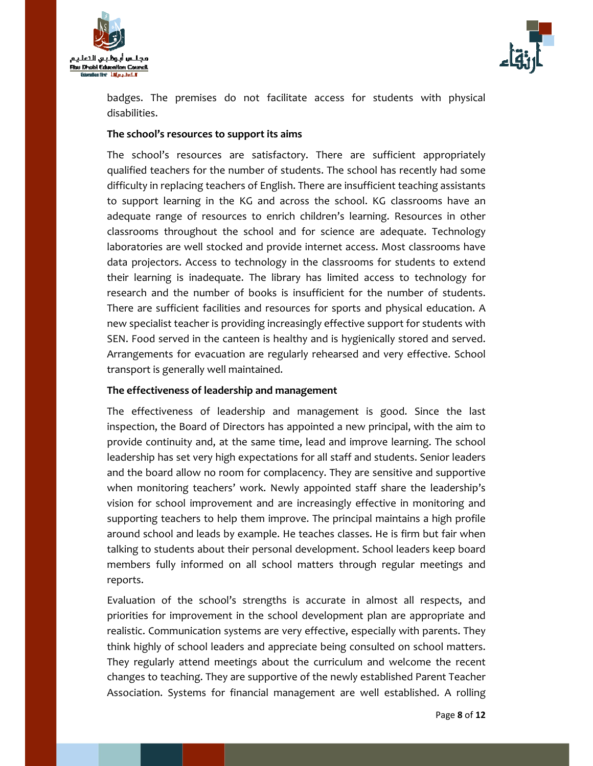badges. The premises do not facilitate access for students with physical disabilities.

**The school's resources to support its aims**

The school's resources are satisfactory. There are sufficient appropriately qualified teachers for the number of students. The school has recently had some difficulty in replacing teachers of English. There are insufficient teaching assistants to support learning in the KG and across the school. KG classrooms have an adequate range of resources to enrich children's learning. Resources in other classrooms throughout the school and for science are adequate. Technology laboratories are well stocked and provide internet access. Most classrooms have data projectors. Access to technology in the classrooms for students to extend their learning is inadequate. The library has limited access to technology for research and the number of books is insufficient for the number of students. There are sufficient facilities and resources for sports and physical education. A new specialist teacher is providing increasingly effective support for students with SEN. Food served in the canteen is healthy and is hygienically stored and served. Arrangements for evacuation are regularly rehearsed and very effective. School transport is generally well maintained.

**The effectiveness of leadership and management**

The effectiveness of leadership and management is good. Since the last inspection, the Board of Directors has appointed a new principal, with the aim to provide continuity and, at the same time, lead and improve learning. The school leadership has set very high expectations for all staff and students. Senior leaders and the board allow no room for complacency. They are sensitive and supportive when monitoring teachers' work. Newly appointed staff share the leadership's vision for school improvement and are increasingly effective in monitoring and supporting teachers to help them improve. The principal maintains a high profile around school and leads by example. He teaches classes. He is firm but fair when talking to students about their personal development. School leaders keep board members fully informed on all school matters through regular meetings and reports.

Evaluation of the school's strengths is accurate in almost all respects, and priorities for improvement in the school development plan are appropriate and realistic. Communication systems are very effective, especially with parents. They think highly of school leaders and appreciate being consulted on school matters. They regularly attend meetings about the curriculum and welcome the recent changes to teaching. They are supportive of the newly established Parent Teacher Association. Systems for financial management are well established. A rolling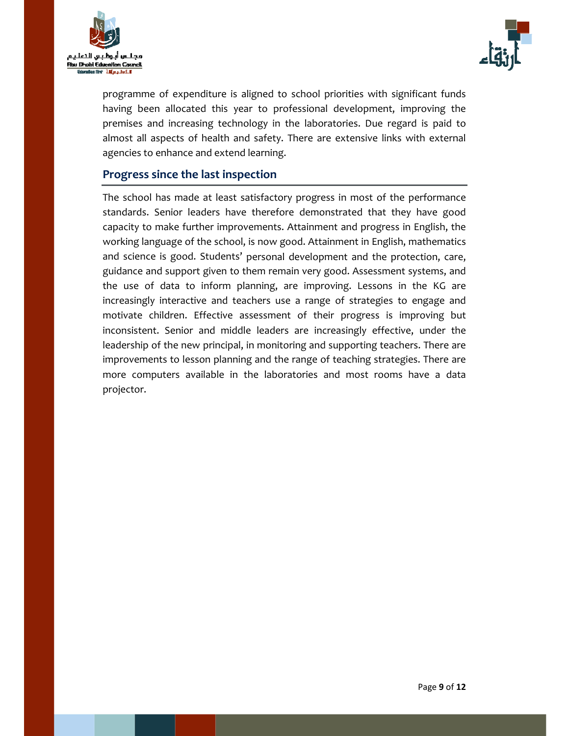programme of expenditure is aligned to school priorities with significant funds having been allocated this year to professional development, improving the premises and increasing technology in the laboratories. Due regard is paid to almost all aspects of health and safety. There are extensive links with external agencies to enhance and extend learning.

## Progress since the last inspection

The school has made at least satisfactory progress in most of the performance standards. Senior leaders have therefore demonstrated that they have good capacity to make further improvements. Attainment and progress in English, the working language of the school, is now good. Attainment in English, mathematics and science is good. Students' personal development and the protection, care, guidance and support given to them remain very good. Assessment systems, and the use of data to inform planning, are improving. Lessons in the KG are increasingly interactive and teachers use a range of strategies to engage and motivate children. Effective assessment of their progress is improving but inconsistent. Senior and middle leaders are increasingly effective, under the leadership of the new principal, in monitoring and supporting teachers. There are improvements to lesson planning and the range of teaching strategies. There are more computers available in the laboratories and most rooms have a data projector.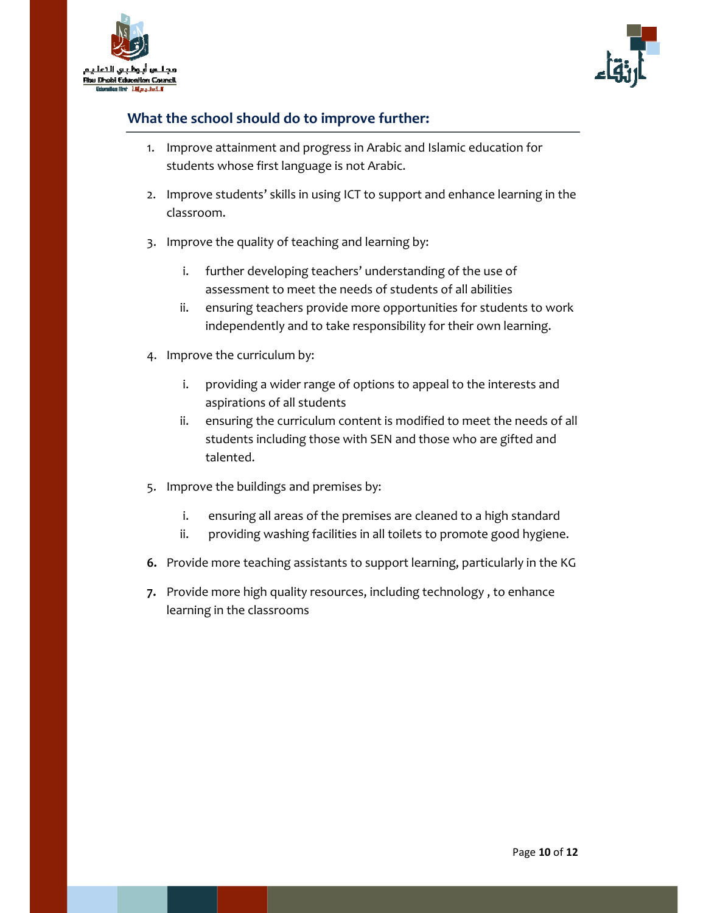## What the school should do to improve further:

1. Improve attainment and progress in Arabic and Islamic education for students whose first language is not Arabic.

2. Improve students' skills in using ICT to support and enhance learning in the classroom.

3. Improve the quality of teaching and learning by:

   i. further developing teachers' understanding of the use of assessment to meet the needs of students of all abilities
   
   ii. ensuring teachers provide more opportunities for students to work independently and to take responsibility for their own learning.

4. Improve the curriculum by:

   i. providing a wider range of options to appeal to the interests and aspirations of all students
   
   ii. ensuring the curriculum content is modified to meet the needs of all students including those with SEN and those who are gifted and talented.

5. Improve the buildings and premises by:

   i. ensuring all areas of the premises are cleaned to a high standard
   
   ii. providing washing facilities in all toilets to promote good hygiene.

6. Provide more teaching assistants to support learning, particularly in the KG

7. Provide more high quality resources, including technology , to enhance learning in the classrooms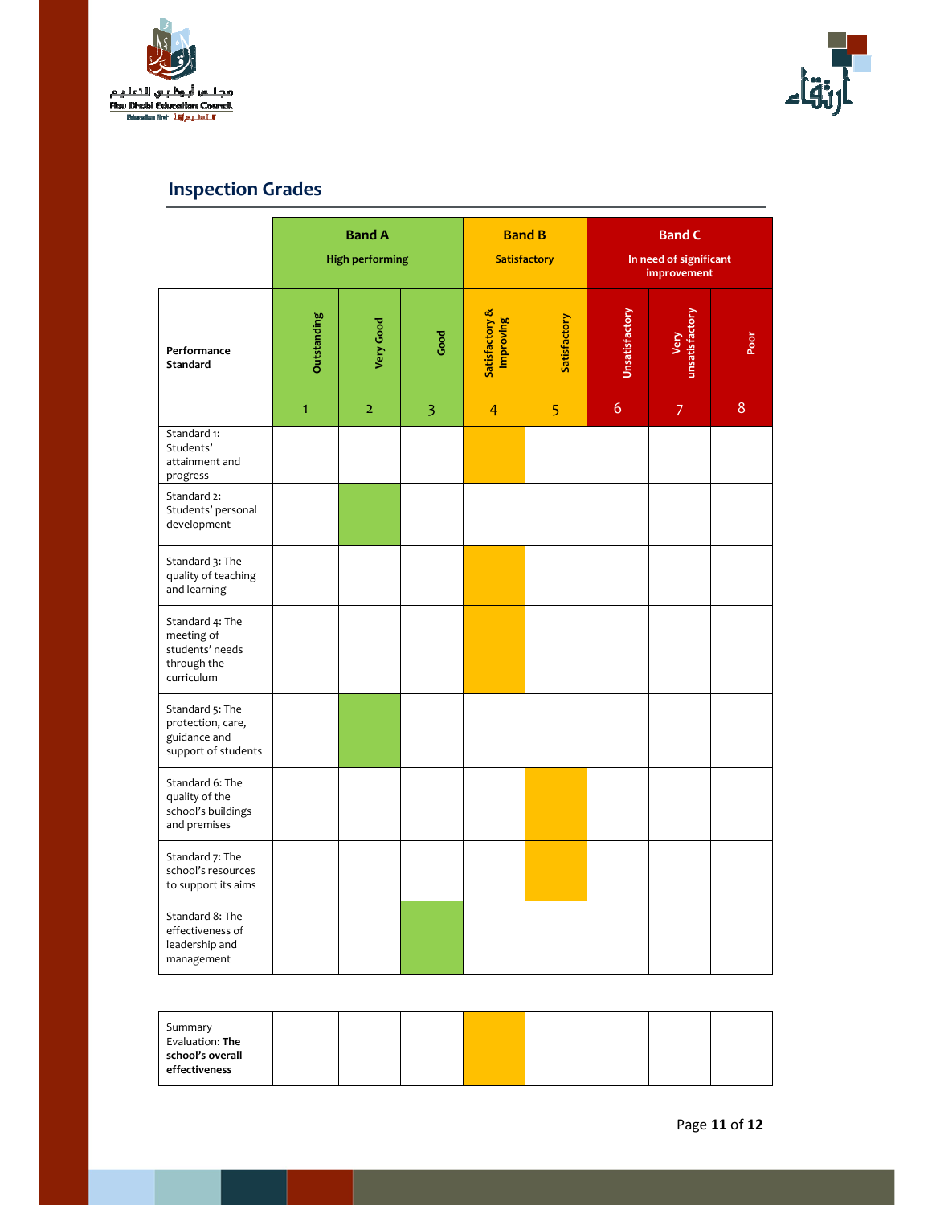## Inspection Grades

| Performance Standard | Band A<br>High performing | | | Band B<br>Satisfactory | | Band C<br>In need of significant improvement | | |
|---|---|---|---|---|---|---|---|---|
| | Outstanding | Very Good | Good | Satisfactory & Improving | Satisfactory | Unsatisfactory | Very unsatisfactory | Poor |
| | 1 | 2 | 3 | 4 | 5 | 6 | 7 | 8 |
| Standard 1: Students' attainment and progress | | | | ■ | | | | |
| Standard 2: Students' personal development | | ■ | | | | | | |
| Standard 3: The quality of teaching and learning | | | | ■ | | | | |
| Standard 4: The meeting of students' needs through the curriculum | | | | ■ | | | | |
| Standard 5: The protection, care, guidance and support of students | | ■ | | | | | | |
| Standard 6: The quality of the school's buildings and premises | | | | | ■ | | | |
| Standard 7: The school's resources to support its aims | | | | | ■ | | | |
| Standard 8: The effectiveness of leadership and management | | | ■ | | | | | |

| Summary Evaluation: **The school's overall effectiveness** | | | | ■ | | | | |
|---|---|---|---|---|---|---|---|---|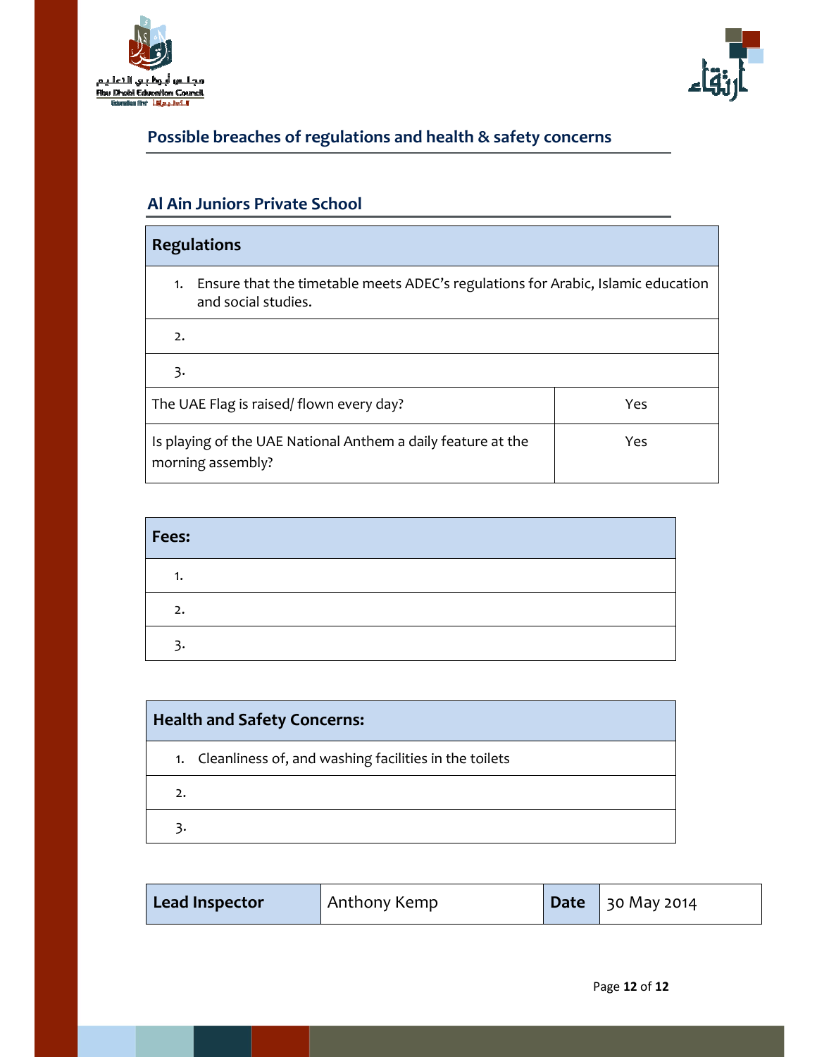## Possible breaches of regulations and health & safety concerns

### Al Ain Juniors Private School

| Regulations | |
|---|---|
| 1. Ensure that the timetable meets ADEC's regulations for Arabic, Islamic education and social studies. | |
| 2. | |
| 3. | |
| The UAE Flag is raised/ flown every day? | Yes |
| Is playing of the UAE National Anthem a daily feature at the morning assembly? | Yes |

| Fees: |
|---|
| 1. |
| 2. |
| 3. |

| Health and Safety Concerns: |
|---|
| 1. Cleanliness of, and washing facilities in the toilets |
| 2. |
| 3. |

| | | | |
|---|---|---|---|
| **Lead Inspector** | Anthony Kemp | **Date** | 30 May 2014 |